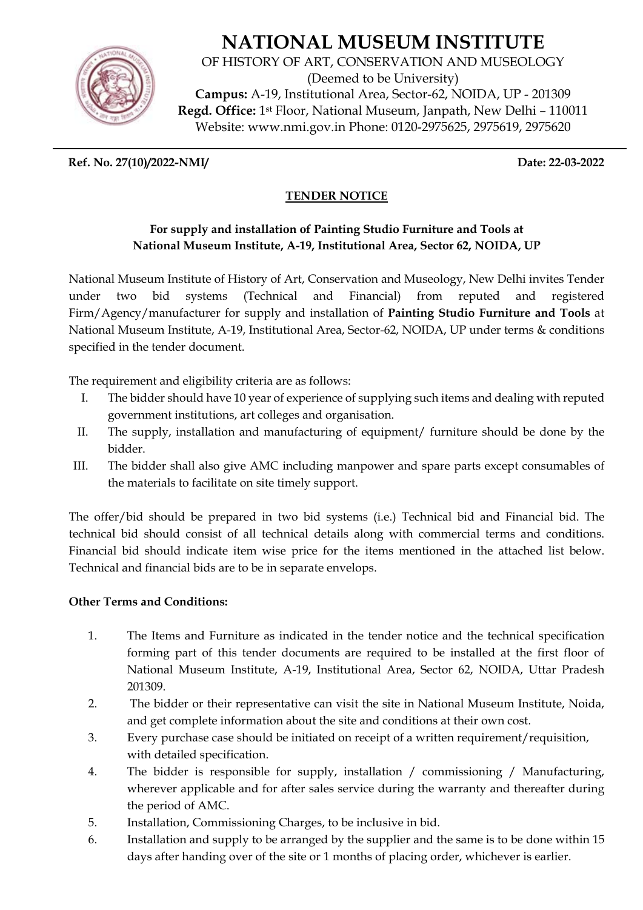# NATIONAL MUSEUM INSTITUTE

OF HISTORY OF ART, CONSERVATION AND MUSEOLOGY
(Deemed to be University)
**Campus:** A-19, Institutional Area, Sector-62, NOIDA, UP - 201309
**Regd. Office:** 1st Floor, National Museum, Janpath, New Delhi – 110011
Website: www.nmi.gov.in Phone: 0120-2975625, 2975619, 2975620

**Ref. No. 27(10)/2022-NMI/** **Date: 22-03-2022**

## TENDER NOTICE

**For supply and installation of Painting Studio Furniture and Tools at National Museum Institute, A-19, Institutional Area, Sector 62, NOIDA, UP**

National Museum Institute of History of Art, Conservation and Museology, New Delhi invites Tender under two bid systems (Technical and Financial) from reputed and registered Firm/Agency/manufacturer for supply and installation of **Painting Studio Furniture and Tools** at National Museum Institute, A-19, Institutional Area, Sector-62, NOIDA, UP under terms & conditions specified in the tender document.

The requirement and eligibility criteria are as follows:

I. The bidder should have 10 year of experience of supplying such items and dealing with reputed government institutions, art colleges and organisation.
II. The supply, installation and manufacturing of equipment/ furniture should be done by the bidder.
III. The bidder shall also give AMC including manpower and spare parts except consumables of the materials to facilitate on site timely support.

The offer/bid should be prepared in two bid systems (i.e.) Technical bid and Financial bid. The technical bid should consist of all technical details along with commercial terms and conditions. Financial bid should indicate item wise price for the items mentioned in the attached list below. Technical and financial bids are to be in separate envelops.

**Other Terms and Conditions:**

1. The Items and Furniture as indicated in the tender notice and the technical specification forming part of this tender documents are required to be installed at the first floor of National Museum Institute, A-19, Institutional Area, Sector 62, NOIDA, Uttar Pradesh 201309.
2. The bidder or their representative can visit the site in National Museum Institute, Noida, and get complete information about the site and conditions at their own cost.
3. Every purchase case should be initiated on receipt of a written requirement/requisition, with detailed specification.
4. The bidder is responsible for supply, installation / commissioning / Manufacturing, wherever applicable and for after sales service during the warranty and thereafter during the period of AMC.
5. Installation, Commissioning Charges, to be inclusive in bid.
6. Installation and supply to be arranged by the supplier and the same is to be done within 15 days after handing over of the site or 1 months of placing order, whichever is earlier.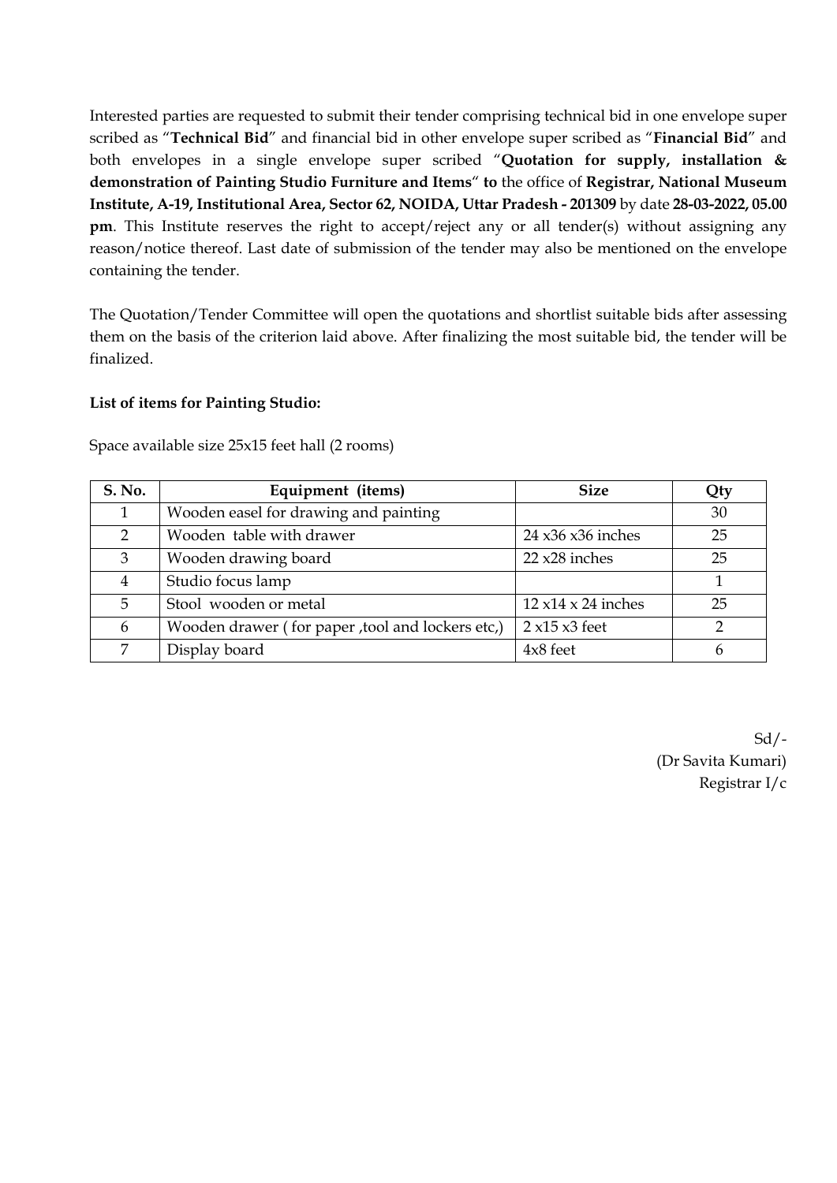Interested parties are requested to submit their tender comprising technical bid in one envelope super scribed as "**Technical Bid**" and financial bid in other envelope super scribed as "**Financial Bid**" and both envelopes in a single envelope super scribed "**Quotation for supply, installation & demonstration of Painting Studio Furniture and Items**" **to** the office of **Registrar, National Museum Institute, A-19, Institutional Area, Sector 62, NOIDA, Uttar Pradesh - 201309** by date **28-03-2022, 05.00 pm**. This Institute reserves the right to accept/reject any or all tender(s) without assigning any reason/notice thereof. Last date of submission of the tender may also be mentioned on the envelope containing the tender.

The Quotation/Tender Committee will open the quotations and shortlist suitable bids after assessing them on the basis of the criterion laid above. After finalizing the most suitable bid, the tender will be finalized.

**List of items for Painting Studio:**

Space available size 25x15 feet hall (2 rooms)

| S. No. | Equipment (items) | Size | Qty |
|---|---|---|---|
| 1 | Wooden easel for drawing and painting | | 30 |
| 2 | Wooden table with drawer | 24 x36 x36 inches | 25 |
| 3 | Wooden drawing board | 22 x28 inches | 25 |
| 4 | Studio focus lamp | | 1 |
| 5 | Stool wooden or metal | 12 x14 x 24 inches | 25 |
| 6 | Wooden drawer ( for paper ,tool and lockers etc,) | 2 x15 x3 feet | 2 |
| 7 | Display board | 4x8 feet | 6 |

Sd/-
(Dr Savita Kumari)
Registrar I/c